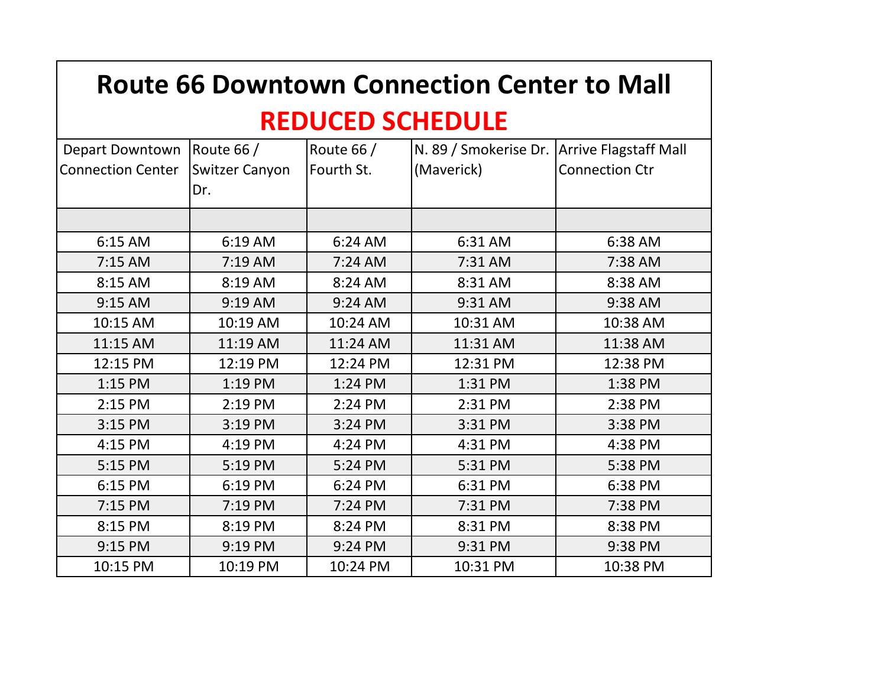# Route 66 Downtown Connection Center to Mall

## REDUCED SCHEDULE

| Depart Downtown Connection Center | Route 66 / Switzer Canyon Dr. | Route 66 / Fourth St. | N. 89 / Smokerise Dr. (Maverick) | Arrive Flagstaff Mall Connection Ctr |
|---|---|---|---|---|
| | | | | |
| 6:15 AM | 6:19 AM | 6:24 AM | 6:31 AM | 6:38 AM |
| 7:15 AM | 7:19 AM | 7:24 AM | 7:31 AM | 7:38 AM |
| 8:15 AM | 8:19 AM | 8:24 AM | 8:31 AM | 8:38 AM |
| 9:15 AM | 9:19 AM | 9:24 AM | 9:31 AM | 9:38 AM |
| 10:15 AM | 10:19 AM | 10:24 AM | 10:31 AM | 10:38 AM |
| 11:15 AM | 11:19 AM | 11:24 AM | 11:31 AM | 11:38 AM |
| 12:15 PM | 12:19 PM | 12:24 PM | 12:31 PM | 12:38 PM |
| 1:15 PM | 1:19 PM | 1:24 PM | 1:31 PM | 1:38 PM |
| 2:15 PM | 2:19 PM | 2:24 PM | 2:31 PM | 2:38 PM |
| 3:15 PM | 3:19 PM | 3:24 PM | 3:31 PM | 3:38 PM |
| 4:15 PM | 4:19 PM | 4:24 PM | 4:31 PM | 4:38 PM |
| 5:15 PM | 5:19 PM | 5:24 PM | 5:31 PM | 5:38 PM |
| 6:15 PM | 6:19 PM | 6:24 PM | 6:31 PM | 6:38 PM |
| 7:15 PM | 7:19 PM | 7:24 PM | 7:31 PM | 7:38 PM |
| 8:15 PM | 8:19 PM | 8:24 PM | 8:31 PM | 8:38 PM |
| 9:15 PM | 9:19 PM | 9:24 PM | 9:31 PM | 9:38 PM |
| 10:15 PM | 10:19 PM | 10:24 PM | 10:31 PM | 10:38 PM |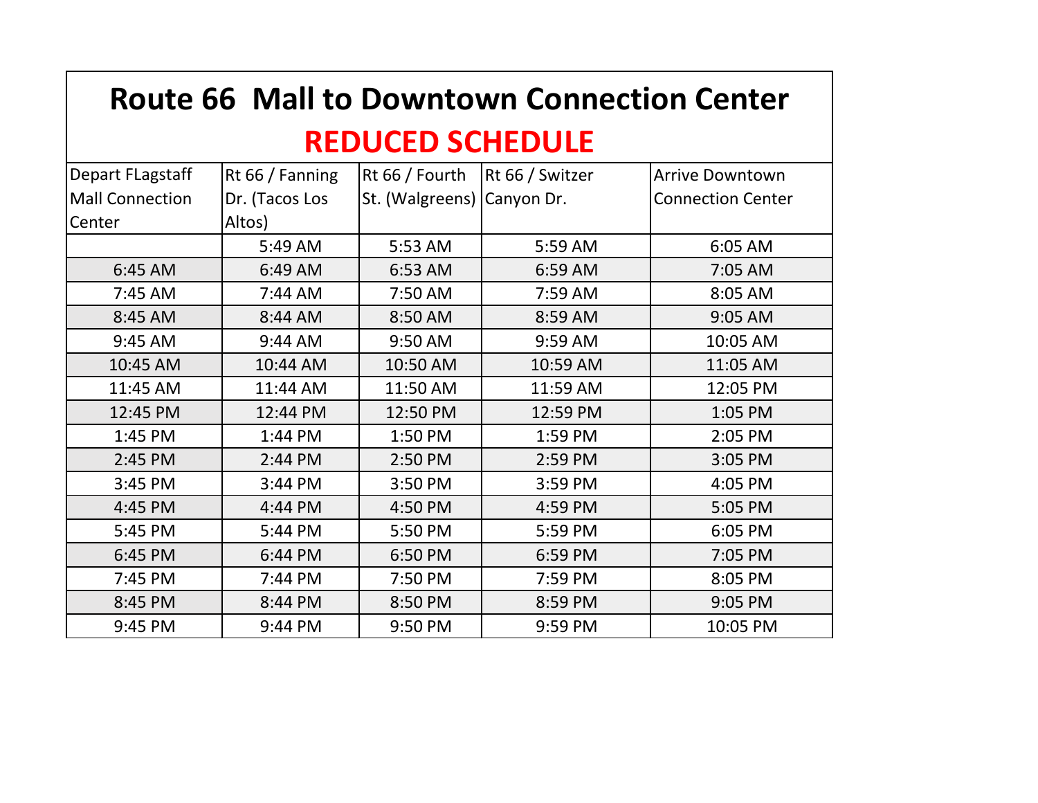# Route 66 Mall to Downtown Connection Center

## REDUCED SCHEDULE

| Depart FLagstaff Mall Connection Center | Rt 66 / Fanning Dr. (Tacos Los Altos) | Rt 66 / Fourth St. (Walgreens) | Rt 66 / Switzer Canyon Dr. | Arrive Downtown Connection Center |
|---|---|---|---|---|
| | 5:49 AM | 5:53 AM | 5:59 AM | 6:05 AM |
| 6:45 AM | 6:49 AM | 6:53 AM | 6:59 AM | 7:05 AM |
| 7:45 AM | 7:44 AM | 7:50 AM | 7:59 AM | 8:05 AM |
| 8:45 AM | 8:44 AM | 8:50 AM | 8:59 AM | 9:05 AM |
| 9:45 AM | 9:44 AM | 9:50 AM | 9:59 AM | 10:05 AM |
| 10:45 AM | 10:44 AM | 10:50 AM | 10:59 AM | 11:05 AM |
| 11:45 AM | 11:44 AM | 11:50 AM | 11:59 AM | 12:05 PM |
| 12:45 PM | 12:44 PM | 12:50 PM | 12:59 PM | 1:05 PM |
| 1:45 PM | 1:44 PM | 1:50 PM | 1:59 PM | 2:05 PM |
| 2:45 PM | 2:44 PM | 2:50 PM | 2:59 PM | 3:05 PM |
| 3:45 PM | 3:44 PM | 3:50 PM | 3:59 PM | 4:05 PM |
| 4:45 PM | 4:44 PM | 4:50 PM | 4:59 PM | 5:05 PM |
| 5:45 PM | 5:44 PM | 5:50 PM | 5:59 PM | 6:05 PM |
| 6:45 PM | 6:44 PM | 6:50 PM | 6:59 PM | 7:05 PM |
| 7:45 PM | 7:44 PM | 7:50 PM | 7:59 PM | 8:05 PM |
| 8:45 PM | 8:44 PM | 8:50 PM | 8:59 PM | 9:05 PM |
| 9:45 PM | 9:44 PM | 9:50 PM | 9:59 PM | 10:05 PM |